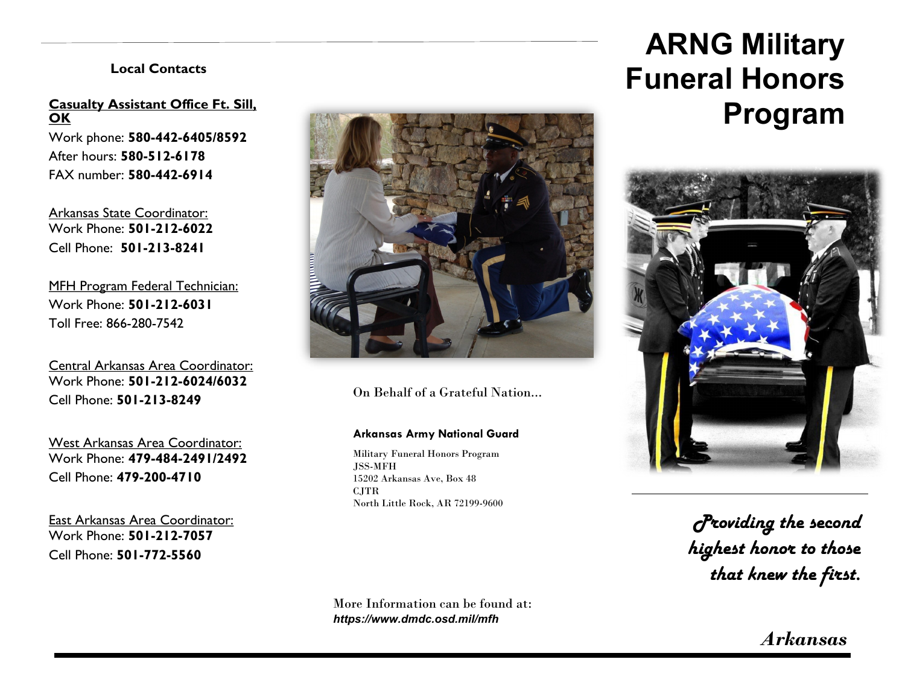## Local Contacts

**Casualty Assistant Office Ft. Sill, OK**
Work phone: **580-442-6405/8592**
After hours: **580-512-6178**
FAX number: **580-442-6914**

Arkansas State Coordinator:
Work Phone: **501-212-6022**
Cell Phone: **501-213-8241**

MFH Program Federal Technician:
Work Phone: **501-212-6031**
Toll Free: 866-280-7542

Central Arkansas Area Coordinator:
Work Phone: **501-212-6024/6032**
Cell Phone: **501-213-8249**

West Arkansas Area Coordinator:
Work Phone: **479-484-2491/2492**
Cell Phone: **479-200-4710**

East Arkansas Area Coordinator:
Work Phone: **501-212-7057**
Cell Phone: **501-772-5560**

On Behalf of a Grateful Nation…

**Arkansas Army National Guard**

Military Funeral Honors Program
JSS-MFH
15202 Arkansas Ave, Box 48
CJTR
North Little Rock, AR 72199-9600

More Information can be found at:
***https://www.dmdc.osd.mil/mfh***

# ARNG Military Funeral Honors Program

*Providing the second highest honor to those that knew the first.*

*Arkansas*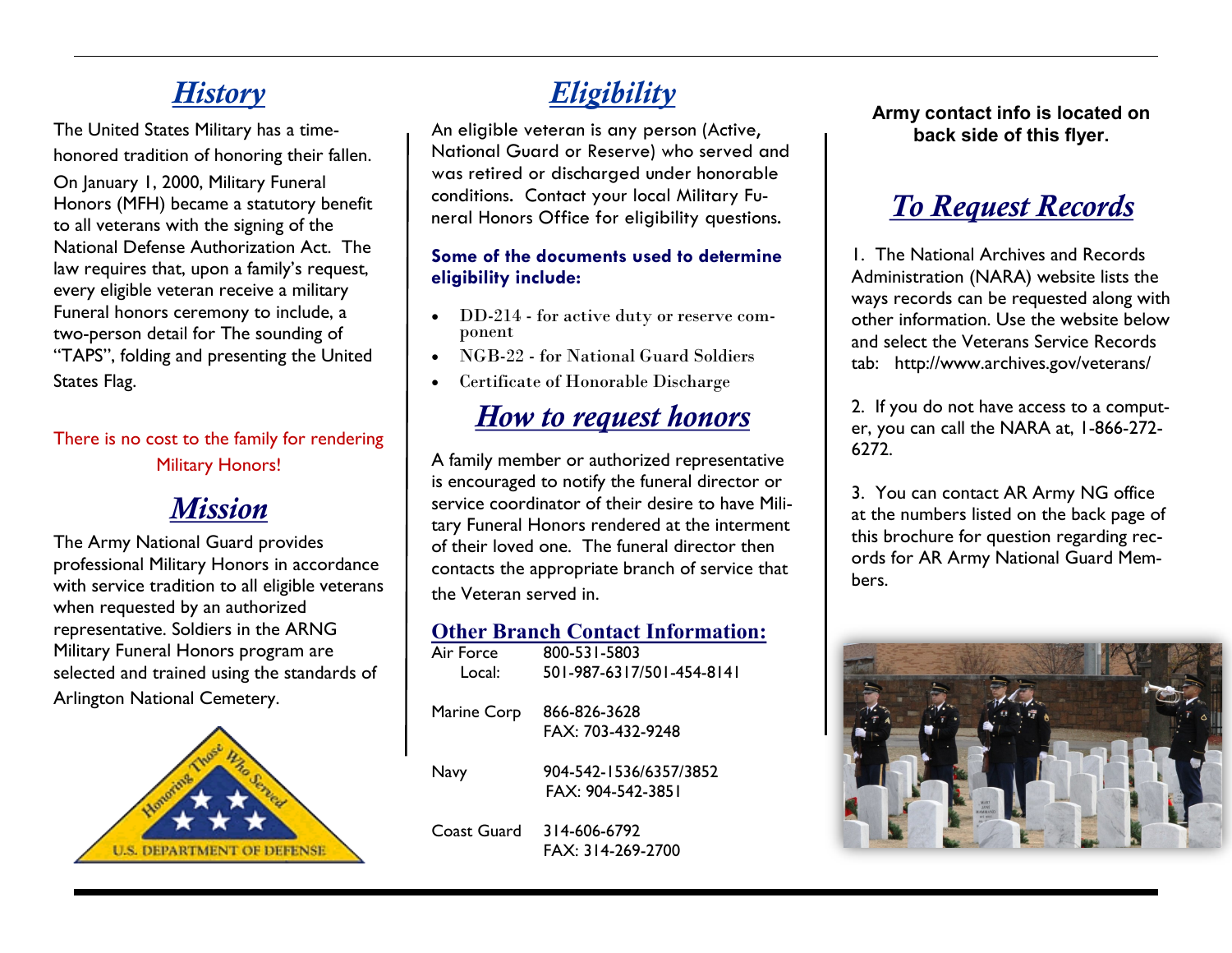## *History*

The United States Military has a time-honored tradition of honoring their fallen. On January 1, 2000, Military Funeral Honors (MFH) became a statutory benefit to all veterans with the signing of the National Defense Authorization Act. The law requires that, upon a family's request, every eligible veteran receive a military Funeral honors ceremony to include, a two-person detail for The sounding of "TAPS", folding and presenting the United States Flag.

There is no cost to the family for rendering Military Honors!

## *Mission*

The Army National Guard provides professional Military Honors in accordance with service tradition to all eligible veterans when requested by an authorized representative. Soldiers in the ARNG Military Funeral Honors program are selected and trained using the standards of Arlington National Cemetery.

Honoring Those Who Served

U.S. DEPARTMENT OF DEFENSE

## *Eligibility*

An eligible veteran is any person (Active, National Guard or Reserve) who served and was retired or discharged under honorable conditions. Contact your local Military Funeral Honors Office for eligibility questions.

**Some of the documents used to determine eligibility include:**

- DD-214 - for active duty or reserve component
- NGB-22 - for National Guard Soldiers
- Certificate of Honorable Discharge

## *How to request honors*

A family member or authorized representative is encouraged to notify the funeral director or service coordinator of their desire to have Military Funeral Honors rendered at the interment of their loved one. The funeral director then contacts the appropriate branch of service that the Veteran served in.

### Other Branch Contact Information:

| | |
|---|---|
| Air Force | 800-531-5803 |
| Local: | 501-987-6317/501-454-8141 |
| Marine Corp | 866-826-3628 |
| | FAX: 703-432-9248 |
| Navy | 904-542-1536/6357/3852 |
| | FAX: 904-542-3851 |
| Coast Guard | 314-606-6792 |
| | FAX: 314-269-2700 |

**Army contact info is located on back side of this flyer.**

## *To Request Records*

1. The National Archives and Records Administration (NARA) website lists the ways records can be requested along with other information. Use the website below and select the Veterans Service Records tab: http://www.archives.gov/veterans/

2. If you do not have access to a computer, you can call the NARA at, 1-866-272-6272.

3. You can contact AR Army NG office at the numbers listed on the back page of this brochure for question regarding records for AR Army National Guard Members.